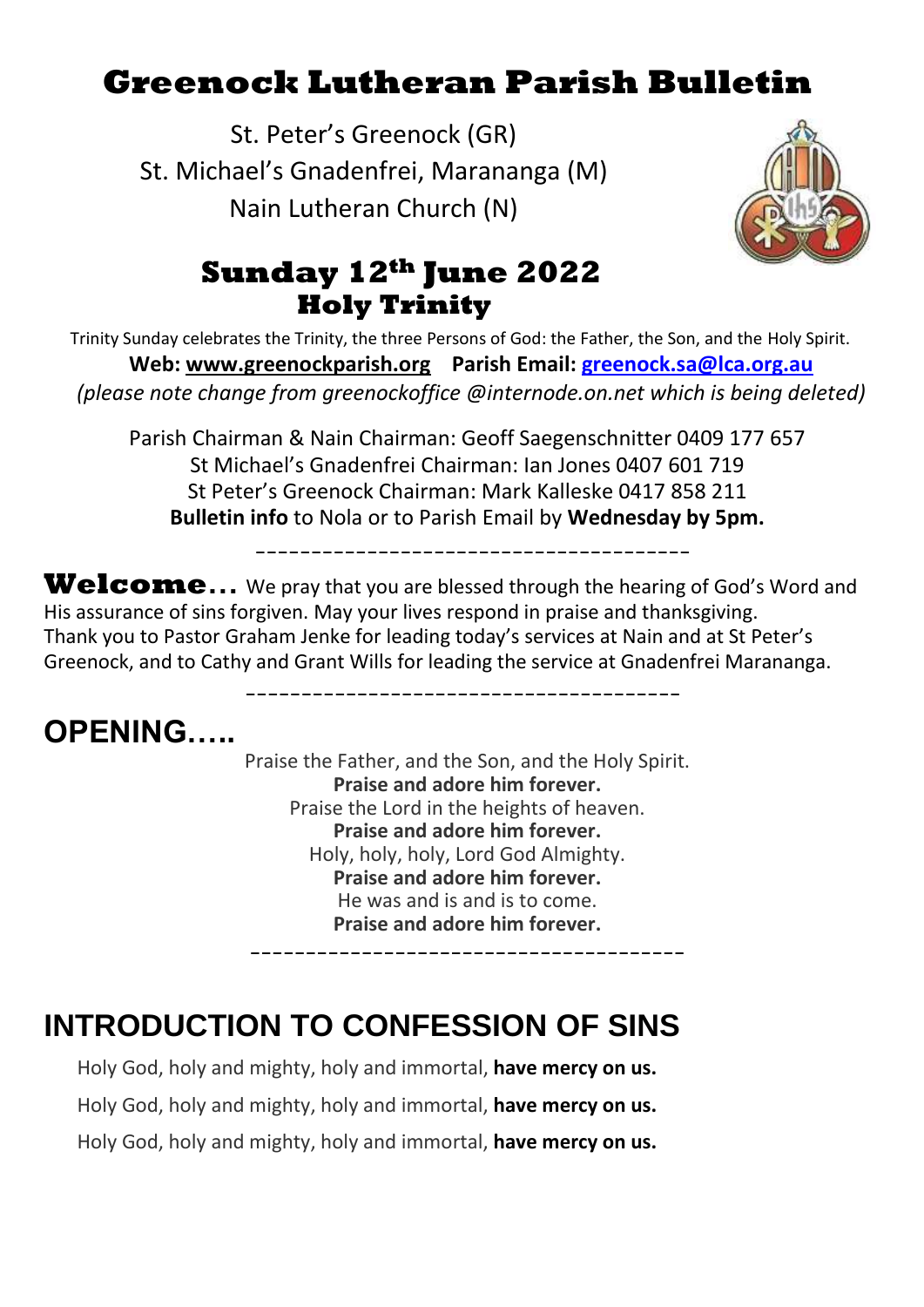# Greenock Lutheran Parish Bulletin

St. Peter's Greenock (GR)
St. Michael's Gnadenfrei, Marananga (M)
Nain Lutheran Church (N)

## Sunday 12th June 2022
## Holy Trinity

Trinity Sunday celebrates the Trinity, the three Persons of God: the Father, the Son, and the Holy Spirit.

**Web: www.greenockparish.org  Parish Email: greenock.sa@lca.org.au**

*(please note change from greenockoffice @internode.on.net which is being deleted)*

Parish Chairman & Nain Chairman: Geoff Saegenschnitter 0409 177 657
St Michael's Gnadenfrei Chairman: Ian Jones 0407 601 719
St Peter's Greenock Chairman: Mark Kalleske 0417 858 211
**Bulletin info** to Nola or to Parish Email by **Wednesday by 5pm.**

---

**Welcome…** We pray that you are blessed through the hearing of God's Word and His assurance of sins forgiven. May your lives respond in praise and thanksgiving. Thank you to Pastor Graham Jenke for leading today's services at Nain and at St Peter's Greenock, and to Cathy and Grant Wills for leading the service at Gnadenfrei Marananga.

---

## OPENING…..

Praise the Father, and the Son, and the Holy Spirit.
**Praise and adore him forever.**
Praise the Lord in the heights of heaven.
**Praise and adore him forever.**
Holy, holy, holy, Lord God Almighty.
**Praise and adore him forever.**
He was and is and is to come.
**Praise and adore him forever.**

---

## INTRODUCTION TO CONFESSION OF SINS

Holy God, holy and mighty, holy and immortal, **have mercy on us.**

Holy God, holy and mighty, holy and immortal, **have mercy on us.**

Holy God, holy and mighty, holy and immortal, **have mercy on us.**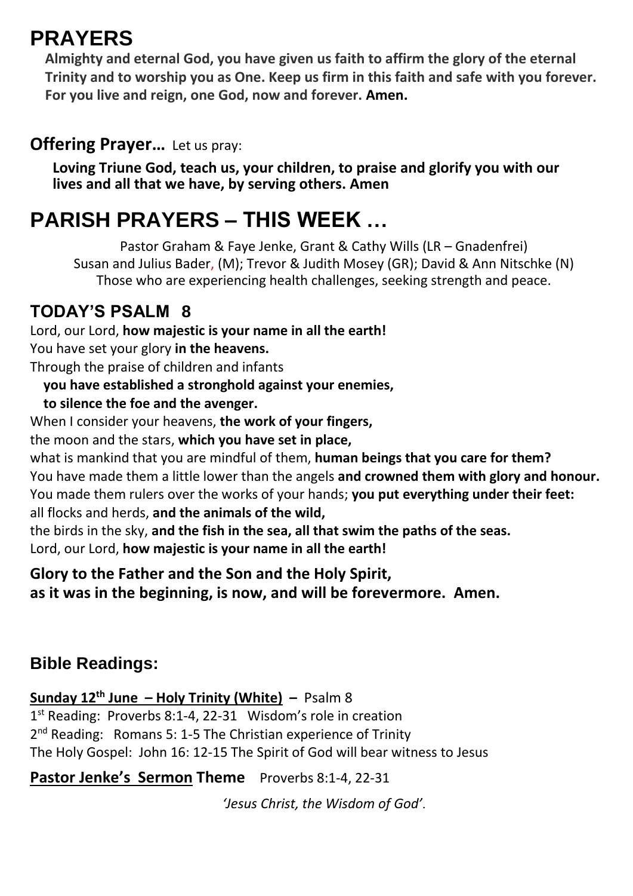# PRAYERS

**Almighty and eternal God, you have given us faith to affirm the glory of the eternal Trinity and to worship you as One. Keep us firm in this faith and safe with you forever. For you live and reign, one God, now and forever. Amen.**

**Offering Prayer…** Let us pray:

**Loving Triune God, teach us, your children, to praise and glorify you with our lives and all that we have, by serving others. Amen**

# PARISH PRAYERS – THIS WEEK …

Pastor Graham & Faye Jenke, Grant & Cathy Wills (LR – Gnadenfrei)
Susan and Julius Bader, (M); Trevor & Judith Mosey (GR); David & Ann Nitschke (N)
Those who are experiencing health challenges, seeking strength and peace.

## TODAY'S PSALM 8

Lord, our Lord, **how majestic is your name in all the earth!**
You have set your glory **in the heavens.**
Through the praise of children and infants
**you have established a stronghold against your enemies,**
**to silence the foe and the avenger.**
When I consider your heavens, **the work of your fingers,**
the moon and the stars, **which you have set in place,**
what is mankind that you are mindful of them, **human beings that you care for them?**
You have made them a little lower than the angels **and crowned them with glory and honour.**
You made them rulers over the works of your hands; **you put everything under their feet:**
all flocks and herds, **and the animals of the wild,**
the birds in the sky, **and the fish in the sea, all that swim the paths of the seas.**
Lord, our Lord, **how majestic is your name in all the earth!**

**Glory to the Father and the Son and the Holy Spirit,**
**as it was in the beginning, is now, and will be forevermore. Amen.**

## Bible Readings:

**Sunday 12th June – Holy Trinity (White) –** Psalm 8
1st Reading: Proverbs 8:1-4, 22-31 Wisdom's role in creation
2nd Reading: Romans 5: 1-5 The Christian experience of Trinity
The Holy Gospel: John 16: 12-15 The Spirit of God will bear witness to Jesus

**Pastor Jenke's Sermon Theme** Proverbs 8:1-4, 22-31

*'Jesus Christ, the Wisdom of God'.*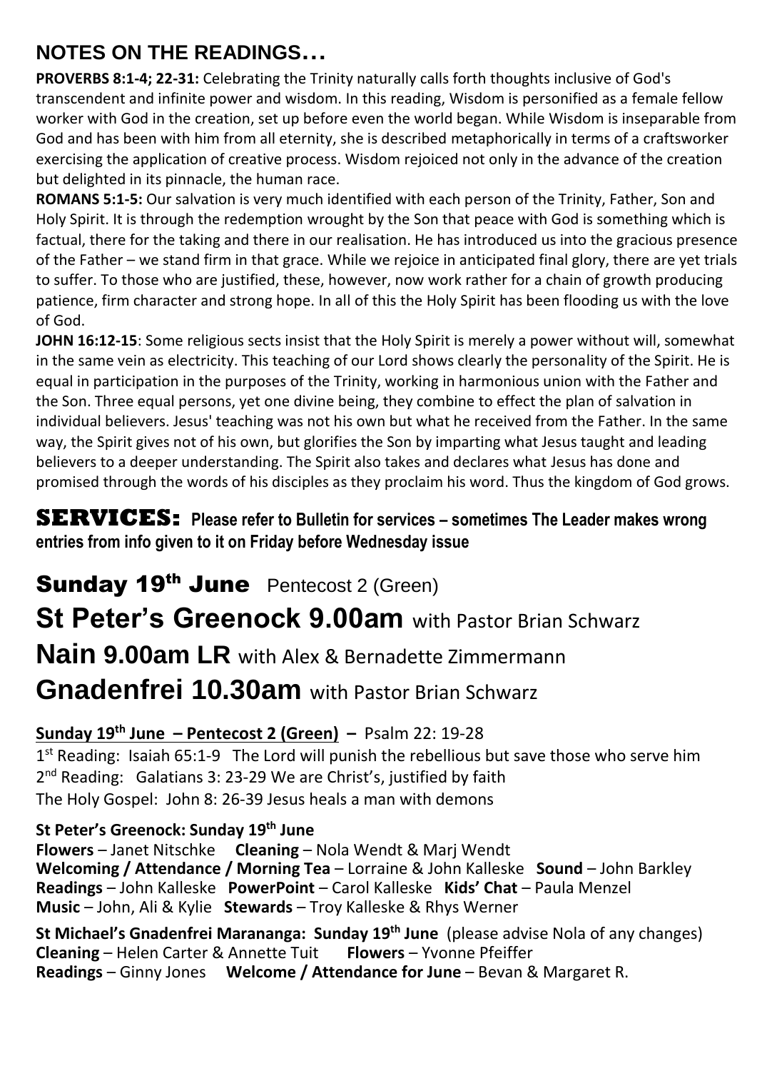## NOTES ON THE READINGS…

**PROVERBS 8:1-4; 22-31:** Celebrating the Trinity naturally calls forth thoughts inclusive of God's transcendent and infinite power and wisdom. In this reading, Wisdom is personified as a female fellow worker with God in the creation, set up before even the world began. While Wisdom is inseparable from God and has been with him from all eternity, she is described metaphorically in terms of a craftsworker exercising the application of creative process. Wisdom rejoiced not only in the advance of the creation but delighted in its pinnacle, the human race.

**ROMANS 5:1-5:** Our salvation is very much identified with each person of the Trinity, Father, Son and Holy Spirit. It is through the redemption wrought by the Son that peace with God is something which is factual, there for the taking and there in our realisation. He has introduced us into the gracious presence of the Father – we stand firm in that grace. While we rejoice in anticipated final glory, there are yet trials to suffer. To those who are justified, these, however, now work rather for a chain of growth producing patience, firm character and strong hope. In all of this the Holy Spirit has been flooding us with the love of God.

**JOHN 16:12-15**: Some religious sects insist that the Holy Spirit is merely a power without will, somewhat in the same vein as electricity. This teaching of our Lord shows clearly the personality of the Spirit. He is equal in participation in the purposes of the Trinity, working in harmonious union with the Father and the Son. Three equal persons, yet one divine being, they combine to effect the plan of salvation in individual believers. Jesus' teaching was not his own but what he received from the Father. In the same way, the Spirit gives not of his own, but glorifies the Son by imparting what Jesus taught and leading believers to a deeper understanding. The Spirit also takes and declares what Jesus has done and promised through the words of his disciples as they proclaim his word. Thus the kingdom of God grows.

## SERVICES: **Please refer to Bulletin for services – sometimes The Leader makes wrong entries from info given to it on Friday before Wednesday issue**

## Sunday 19th June Pentecost 2 (Green)

## St Peter's Greenock 9.00am with Pastor Brian Schwarz

## Nain 9.00am LR with Alex & Bernadette Zimmermann

## Gnadenfrei 10.30am with Pastor Brian Schwarz

**Sunday 19th June – Pentecost 2 (Green) –** Psalm 22: 19-28

1st Reading: Isaiah 65:1-9 The Lord will punish the rebellious but save those who serve him

2nd Reading: Galatians 3: 23-29 We are Christ's, justified by faith

The Holy Gospel: John 8: 26-39 Jesus heals a man with demons

**St Peter's Greenock: Sunday 19th June**

**Flowers** – Janet Nitschke **Cleaning** – Nola Wendt & Marj Wendt

**Welcoming / Attendance / Morning Tea** – Lorraine & John Kalleske **Sound** – John Barkley

**Readings** – John Kalleske **PowerPoint** – Carol Kalleske **Kids' Chat** – Paula Menzel

**Music** – John, Ali & Kylie **Stewards** – Troy Kalleske & Rhys Werner

**St Michael's Gnadenfrei Marananga: Sunday 19th June** (please advise Nola of any changes)

**Cleaning** – Helen Carter & Annette Tuit **Flowers** – Yvonne Pfeiffer

**Readings** – Ginny Jones **Welcome / Attendance for June** – Bevan & Margaret R.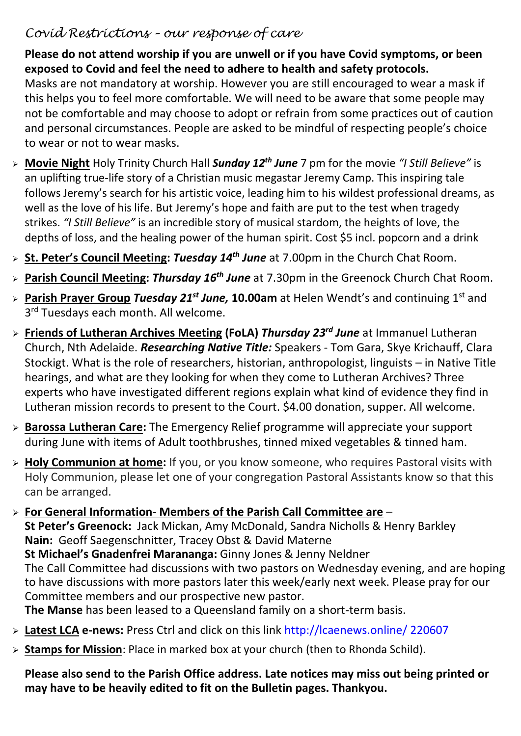## *Covid Restrictions – our response of care*

**Please do not attend worship if you are unwell or if you have Covid symptoms, or been exposed to Covid and feel the need to adhere to health and safety protocols.**
Masks are not mandatory at worship. However you are still encouraged to wear a mask if this helps you to feel more comfortable. We will need to be aware that some people may not be comfortable and may choose to adopt or refrain from some practices out of caution and personal circumstances. People are asked to be mindful of respecting people's choice to wear or not to wear masks.

- **Movie Night** Holy Trinity Church Hall ***Sunday 12th June*** 7 pm for the movie *"I Still Believe"* is an uplifting true-life story of a Christian music megastar Jeremy Camp. This inspiring tale follows Jeremy's search for his artistic voice, leading him to his wildest professional dreams, as well as the love of his life. But Jeremy's hope and faith are put to the test when tragedy strikes. *"I Still Believe"* is an incredible story of musical stardom, the heights of love, the depths of loss, and the healing power of the human spirit. Cost $5 incl. popcorn and a drink
- **St. Peter's Council Meeting:** ***Tuesday 14th June*** at 7.00pm in the Church Chat Room.
- **Parish Council Meeting:** ***Thursday 16th June*** at 7.30pm in the Greenock Church Chat Room.
- **Parish Prayer Group** ***Tuesday 21st June,*** **10.00am** at Helen Wendt's and continuing 1st and 3rd Tuesdays each month. All welcome.
- **Friends of Lutheran Archives Meeting (FoLA)** ***Thursday 23rd June*** at Immanuel Lutheran Church, Nth Adelaide. ***Researching Native Title:*** Speakers - Tom Gara, Skye Krichauff, Clara Stockigt. What is the role of researchers, historian, anthropologist, linguists – in Native Title hearings, and what are they looking for when they come to Lutheran Archives? Three experts who have investigated different regions explain what kind of evidence they find in Lutheran mission records to present to the Court. $4.00 donation, supper. All welcome.
- **Barossa Lutheran Care:** The Emergency Relief programme will appreciate your support during June with items of Adult toothbrushes, tinned mixed vegetables & tinned ham.
- **Holy Communion at home:** If you, or you know someone, who requires Pastoral visits with Holy Communion, please let one of your congregation Pastoral Assistants know so that this can be arranged.
- **For General Information- Members of the Parish Call Committee are** –
  **St Peter's Greenock:** Jack Mickan, Amy McDonald, Sandra Nicholls & Henry Barkley
  **Nain:** Geoff Saegenschnitter, Tracey Obst & David Materne
  **St Michael's Gnadenfrei Marananga:** Ginny Jones & Jenny Neldner
  The Call Committee had discussions with two pastors on Wednesday evening, and are hoping to have discussions with more pastors later this week/early next week. Please pray for our Committee members and our prospective new pastor.
  **The Manse** has been leased to a Queensland family on a short-term basis.
- **Latest LCA e-news:** Press Ctrl and click on this link http://lcaenews.online/ 220607
- **Stamps for Mission**: Place in marked box at your church (then to Rhonda Schild).

**Please also send to the Parish Office address. Late notices may miss out being printed or may have to be heavily edited to fit on the Bulletin pages. Thankyou.**